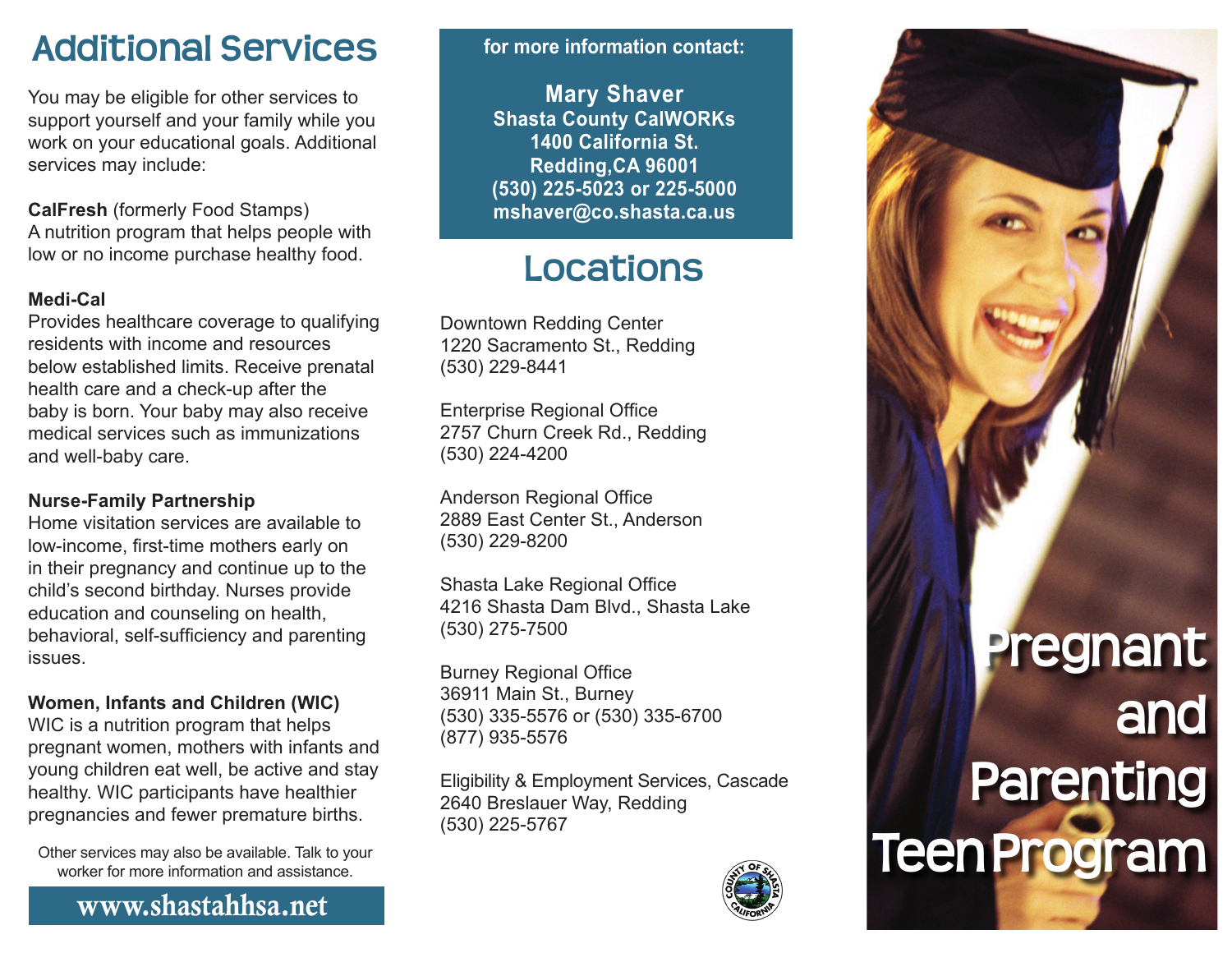# Additional Services

You may be eligible for other services to support yourself and your family while you work on your educational goals. Additional services may include:

**CalFresh** (formerly Food Stamps)
A nutrition program that helps people with low or no income purchase healthy food.

**Medi-Cal**
Provides healthcare coverage to qualifying residents with income and resources below established limits. Receive prenatal health care and a check-up after the baby is born. Your baby may also receive medical services such as immunizations and well-baby care.

**Nurse-Family Partnership**
Home visitation services are available to low-income, first-time mothers early on in their pregnancy and continue up to the child's second birthday. Nurses provide education and counseling on health, behavioral, self-sufficiency and parenting issues.

**Women, Infants and Children (WIC)**
WIC is a nutrition program that helps pregnant women, mothers with infants and young children eat well, be active and stay healthy. WIC participants have healthier pregnancies and fewer premature births.

Other services may also be available. Talk to your worker for more information and assistance.

**www.shastahhsa.net**

**for more information contact:**

**Mary Shaver**
**Shasta County CalWORKs**
**1400 California St.**
**Redding,CA 96001**
**(530) 225-5023 or 225-5000**
**mshaver@co.shasta.ca.us**

# Locations

Downtown Redding Center
1220 Sacramento St., Redding
(530) 229-8441

Enterprise Regional Office
2757 Churn Creek Rd., Redding
(530) 224-4200

Anderson Regional Office
2889 East Center St., Anderson
(530) 229-8200

Shasta Lake Regional Office
4216 Shasta Dam Blvd., Shasta Lake
(530) 275-7500

Burney Regional Office
36911 Main St., Burney
(530) 335-5576 or (530) 335-6700
(877) 935-5576

Eligibility & Employment Services, Cascade
2640 Breslauer Way, Redding
(530) 225-5767

# Pregnant and Parenting Teen Program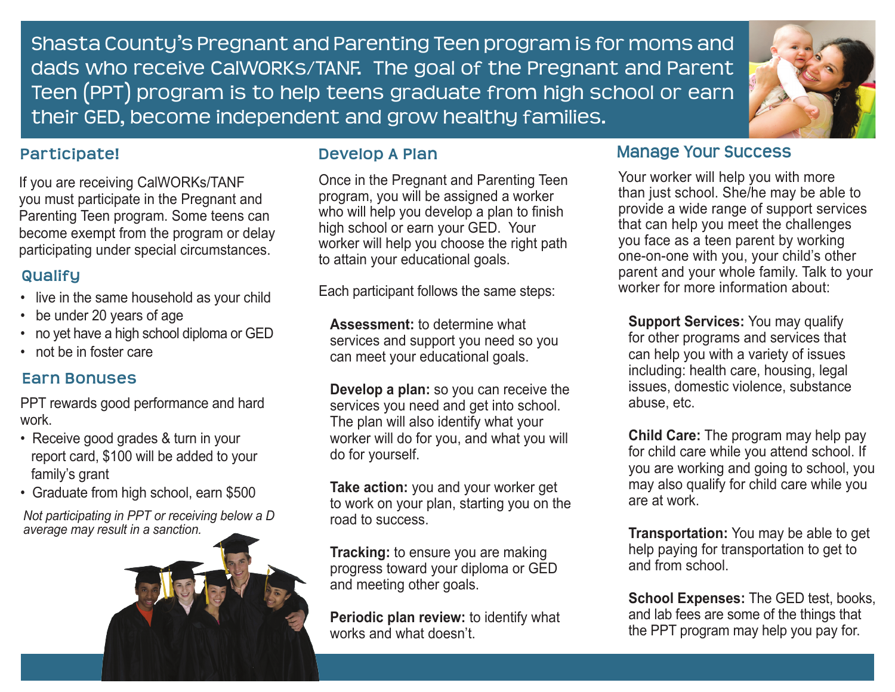Shasta County's Pregnant and Parenting Teen program is for moms and dads who receive CalWORKs/TANF. The goal of the Pregnant and Parent Teen (PPT) program is to help teens graduate from high school or earn their GED, become independent and grow healthy families.

## Participate!

If you are receiving CalWORKs/TANF you must participate in the Pregnant and Parenting Teen program. Some teens can become exempt from the program or delay participating under special circumstances.

## Qualify

- live in the same household as your child
- be under 20 years of age
- no yet have a high school diploma or GED
- not be in foster care

## Earn Bonuses

PPT rewards good performance and hard work.

- Receive good grades & turn in your report card, $100 will be added to your family's grant
- Graduate from high school, earn $500

*Not participating in PPT or receiving below a D average may result in a sanction.*

## Develop A Plan

Once in the Pregnant and Parenting Teen program, you will be assigned a worker who will help you develop a plan to finish high school or earn your GED. Your worker will help you choose the right path to attain your educational goals.

Each participant follows the same steps:

**Assessment:** to determine what services and support you need so you can meet your educational goals.

**Develop a plan:** so you can receive the services you need and get into school. The plan will also identify what your worker will do for you, and what you will do for yourself.

**Take action:** you and your worker get to work on your plan, starting you on the road to success.

**Tracking:** to ensure you are making progress toward your diploma or GED and meeting other goals.

**Periodic plan review:** to identify what works and what doesn't.

## Manage Your Success

Your worker will help you with more than just school. She/he may be able to provide a wide range of support services that can help you meet the challenges you face as a teen parent by working one-on-one with you, your child's other parent and your whole family. Talk to your worker for more information about:

**Support Services:** You may qualify for other programs and services that can help you with a variety of issues including: health care, housing, legal issues, domestic violence, substance abuse, etc.

**Child Care:** The program may help pay for child care while you attend school. If you are working and going to school, you may also qualify for child care while you are at work.

**Transportation:** You may be able to get help paying for transportation to get to and from school.

**School Expenses:** The GED test, books, and lab fees are some of the things that the PPT program may help you pay for.